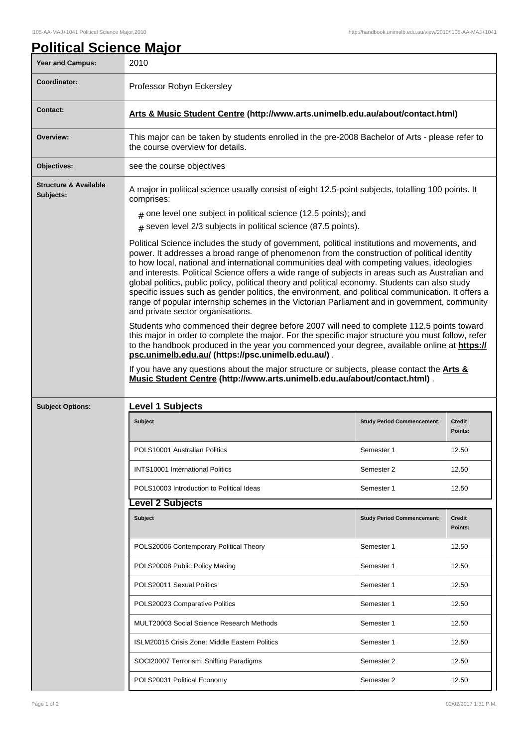# Political Science Major

| | |
|---|---|
| **Year and Campus:** | 2010 |
| **Coordinator:** | Professor Robyn Eckersley |
| **Contact:** | **Arts & Music Student Centre (http://www.arts.unimelb.edu.au/about/contact.html)** |
| **Overview:** | This major can be taken by students enrolled in the pre-2008 Bachelor of Arts - please refer to the course overview for details. |
| **Objectives:** | see the course objectives |

**Structure & Available Subjects:**

A major in political science usually consist of eight 12.5-point subjects, totalling 100 points. It comprises:

- # one level one subject in political science (12.5 points); and
- # seven level 2/3 subjects in political science (87.5 points).

Political Science includes the study of government, political institutions and movements, and power. It addresses a broad range of phenomenon from the construction of political identity to how local, national and international communities deal with competing values, ideologies and interests. Political Science offers a wide range of subjects in areas such as Australian and global politics, public policy, political theory and political economy. Students can also study specific issues such as gender politics, the environment, and political communication. It offers a range of popular internship schemes in the Victorian Parliament and in government, community and private sector organisations.

Students who commenced their degree before 2007 will need to complete 112.5 points toward this major in order to complete the major. For the specific major structure you must follow, refer to the handbook produced in the year you commenced your degree, available online at **https://psc.unimelb.edu.au/ (https://psc.unimelb.edu.au/)** .

If you have any questions about the major structure or subjects, please contact the **Arts & Music Student Centre (http://www.arts.unimelb.edu.au/about/contact.html)** .

**Subject Options:**

## Level 1 Subjects

| Subject | Study Period Commencement: | Credit Points: |
|---|---|---|
| POLS10001 Australian Politics | Semester 1 | 12.50 |
| INTS10001 International Politics | Semester 2 | 12.50 |
| POLS10003 Introduction to Political Ideas | Semester 1 | 12.50 |

## Level 2 Subjects

| Subject | Study Period Commencement: | Credit Points: |
|---|---|---|
| POLS20006 Contemporary Political Theory | Semester 1 | 12.50 |
| POLS20008 Public Policy Making | Semester 1 | 12.50 |
| POLS20011 Sexual Politics | Semester 1 | 12.50 |
| POLS20023 Comparative Politics | Semester 1 | 12.50 |
| MULT20003 Social Science Research Methods | Semester 1 | 12.50 |
| ISLM20015 Crisis Zone: Middle Eastern Politics | Semester 1 | 12.50 |
| SOCI20007 Terrorism: Shifting Paradigms | Semester 2 | 12.50 |
| POLS20031 Political Economy | Semester 2 | 12.50 |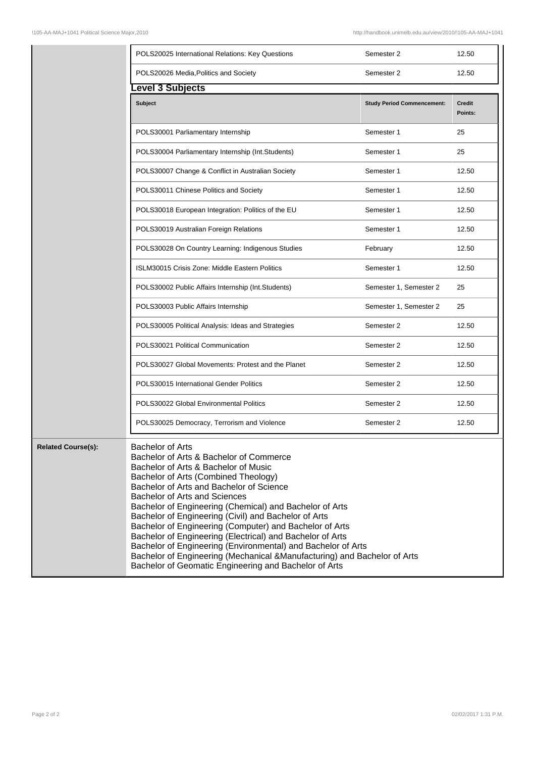| | | |
|---|---|---|
| POLS20025 International Relations: Key Questions | Semester 2 | 12.50 |
| POLS20026 Media,Politics and Society | Semester 2 | 12.50 |

### Level 3 Subjects

| Subject | Study Period Commencement: | Credit Points: |
|---|---|---|
| POLS30001 Parliamentary Internship | Semester 1 | 25 |
| POLS30004 Parliamentary Internship (Int.Students) | Semester 1 | 25 |
| POLS30007 Change & Conflict in Australian Society | Semester 1 | 12.50 |
| POLS30011 Chinese Politics and Society | Semester 1 | 12.50 |
| POLS30018 European Integration: Politics of the EU | Semester 1 | 12.50 |
| POLS30019 Australian Foreign Relations | Semester 1 | 12.50 |
| POLS30028 On Country Learning: Indigenous Studies | February | 12.50 |
| ISLM30015 Crisis Zone: Middle Eastern Politics | Semester 1 | 12.50 |
| POLS30002 Public Affairs Internship (Int.Students) | Semester 1, Semester 2 | 25 |
| POLS30003 Public Affairs Internship | Semester 1, Semester 2 | 25 |
| POLS30005 Political Analysis: Ideas and Strategies | Semester 2 | 12.50 |
| POLS30021 Political Communication | Semester 2 | 12.50 |
| POLS30027 Global Movements: Protest and the Planet | Semester 2 | 12.50 |
| POLS30015 International Gender Politics | Semester 2 | 12.50 |
| POLS30022 Global Environmental Politics | Semester 2 | 12.50 |
| POLS30025 Democracy, Terrorism and Violence | Semester 2 | 12.50 |

**Related Course(s):**

Bachelor of Arts
Bachelor of Arts & Bachelor of Commerce
Bachelor of Arts & Bachelor of Music
Bachelor of Arts (Combined Theology)
Bachelor of Arts and Bachelor of Science
Bachelor of Arts and Sciences
Bachelor of Engineering (Chemical) and Bachelor of Arts
Bachelor of Engineering (Civil) and Bachelor of Arts
Bachelor of Engineering (Computer) and Bachelor of Arts
Bachelor of Engineering (Electrical) and Bachelor of Arts
Bachelor of Engineering (Environmental) and Bachelor of Arts
Bachelor of Engineering (Mechanical &Manufacturing) and Bachelor of Arts
Bachelor of Geomatic Engineering and Bachelor of Arts